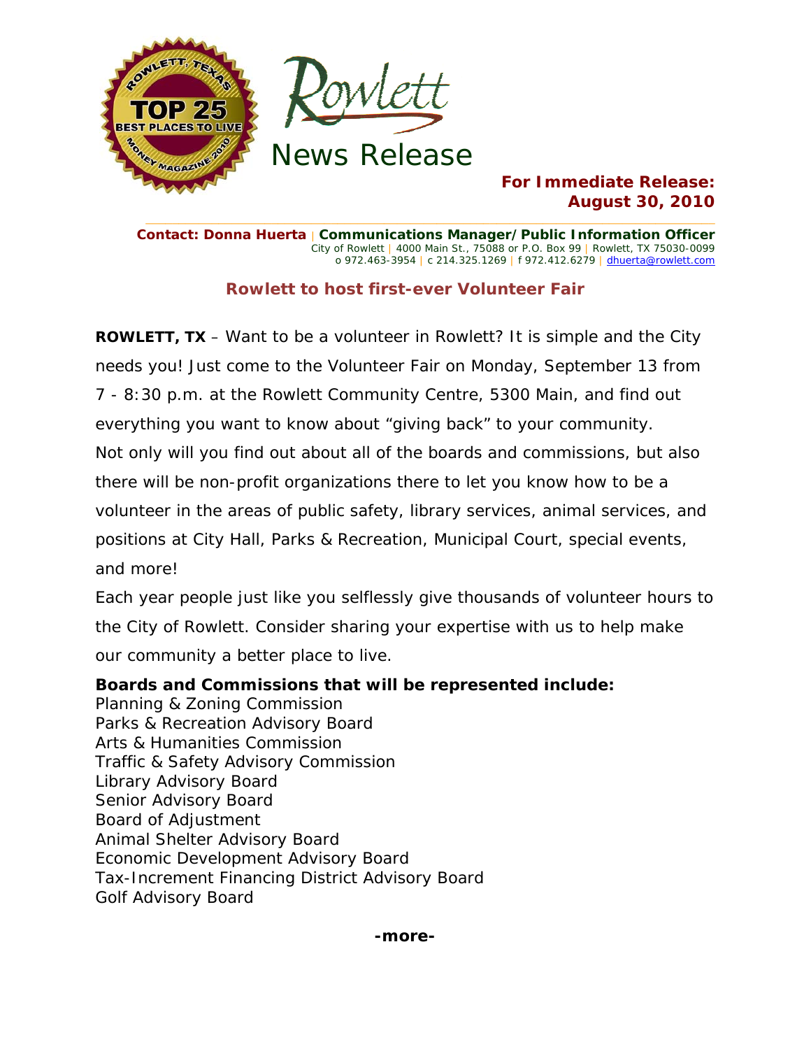Rowlett

News Release

**For Immediate Release:**
**August 30, 2010**

**Contact: Donna Huerta** | **Communications Manager/Public Information Officer**
City of Rowlett | 4000 Main St., 75088 or P.O. Box 99 | Rowlett, TX 75030-0099
o 972.463-3954 | c 214.325.1269 | f 972.412.6279 | dhuerta@rowlett.com

## Rowlett to host first-ever Volunteer Fair

**ROWLETT, TX** – Want to be a volunteer in Rowlett? It is simple and the City needs you! Just come to the Volunteer Fair on Monday, September 13 from 7 - 8:30 p.m. at the Rowlett Community Centre, 5300 Main, and find out everything you want to know about "giving back" to your community.

Not only will you find out about all of the boards and commissions, but also there will be non-profit organizations there to let you know how to be a volunteer in the areas of public safety, library services, animal services, and positions at City Hall, Parks & Recreation, Municipal Court, special events, and more!

Each year people just like you selflessly give thousands of volunteer hours to the City of Rowlett. Consider sharing your expertise with us to help make our community a better place to live.

**Boards and Commissions that will be represented include:**

Planning & Zoning Commission
Parks & Recreation Advisory Board
Arts & Humanities Commission
Traffic & Safety Advisory Commission
Library Advisory Board
Senior Advisory Board
Board of Adjustment
Animal Shelter Advisory Board
Economic Development Advisory Board
Tax-Increment Financing District Advisory Board
Golf Advisory Board

**-more-**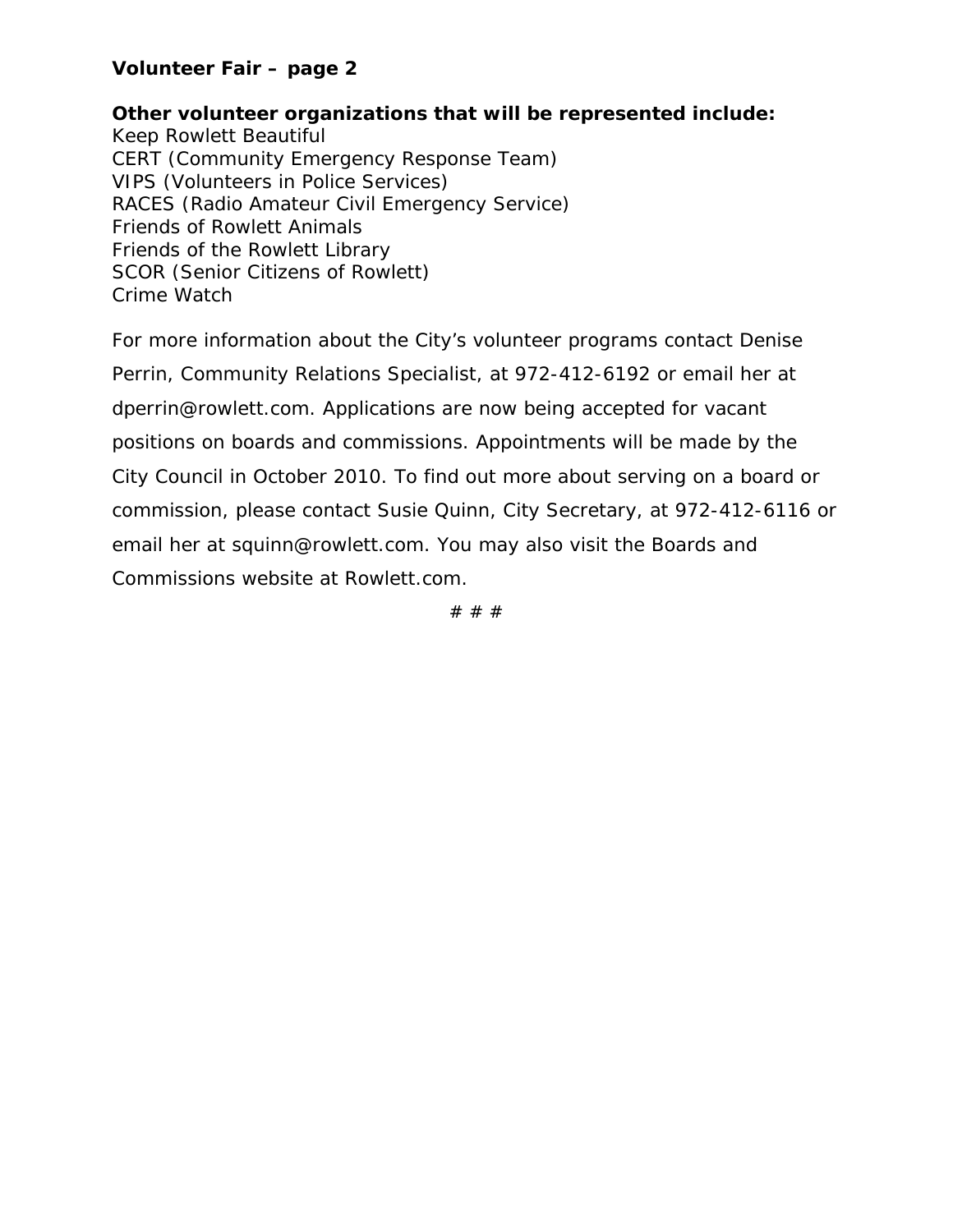**Other volunteer organizations that will be represented include:**
Keep Rowlett Beautiful
CERT (Community Emergency Response Team)
VIPS (Volunteers in Police Services)
RACES (Radio Amateur Civil Emergency Service)
Friends of Rowlett Animals
Friends of the Rowlett Library
SCOR (Senior Citizens of Rowlett)
Crime Watch

For more information about the City's volunteer programs contact Denise Perrin, Community Relations Specialist, at 972-412-6192 or email her at dperrin@rowlett.com. Applications are now being accepted for vacant positions on boards and commissions. Appointments will be made by the City Council in October 2010. To find out more about serving on a board or commission, please contact Susie Quinn, City Secretary, at 972-412-6116 or email her at squinn@rowlett.com. You may also visit the Boards and Commissions website at Rowlett.com.

# # #